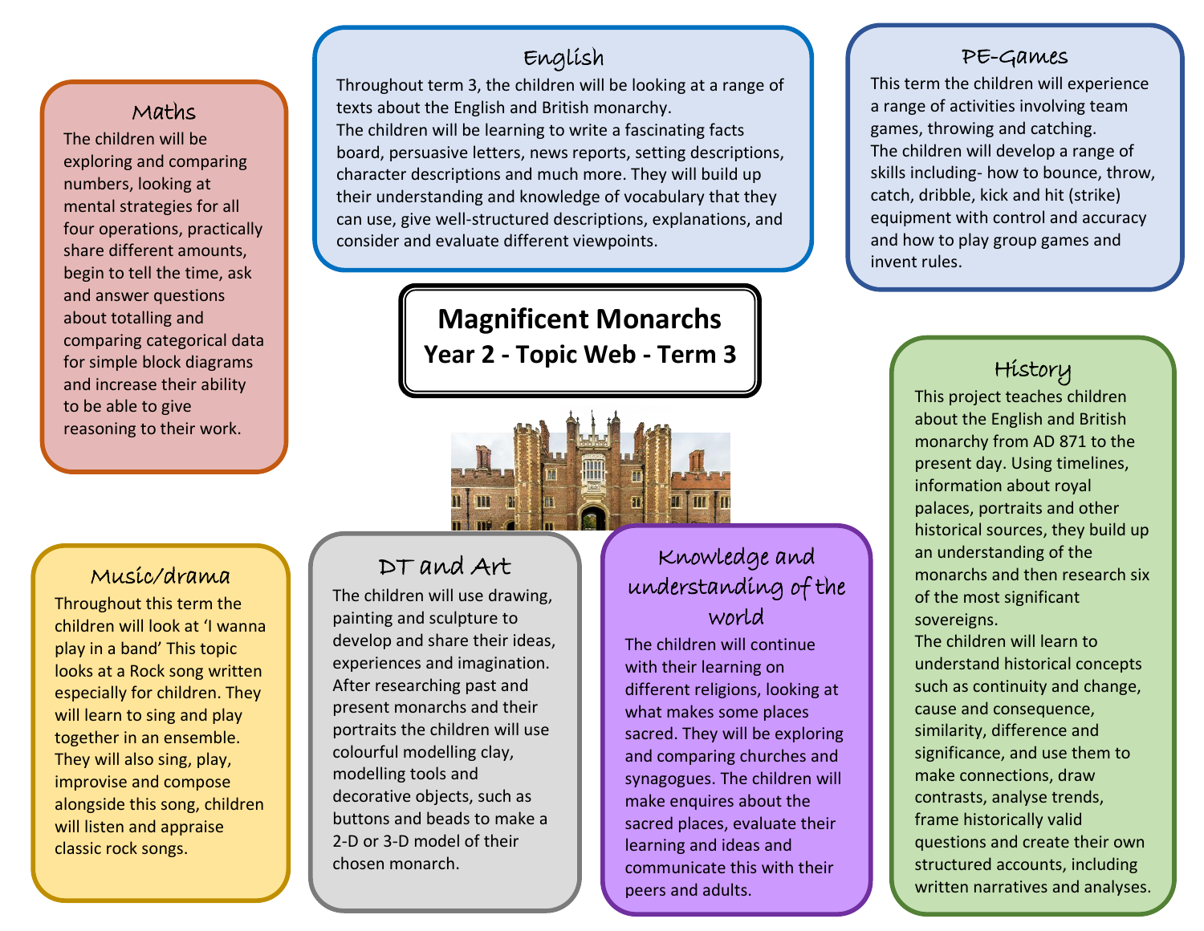# Magnificent Monarchs

**Year 2 - Topic Web - Term 3**

## English

Throughout term 3, the children will be looking at a range of texts about the English and British monarchy.

The children will be learning to write a fascinating facts board, persuasive letters, news reports, setting descriptions, character descriptions and much more. They will build up their understanding and knowledge of vocabulary that they can use, give well-structured descriptions, explanations, and consider and evaluate different viewpoints.

## Maths

The children will be exploring and comparing numbers, looking at mental strategies for all four operations, practically share different amounts, begin to tell the time, ask and answer questions about totalling and comparing categorical data for simple block diagrams and increase their ability to be able to give reasoning to their work.

## PE-Games

This term the children will experience a range of activities involving team games, throwing and catching.

The children will develop a range of skills including- how to bounce, throw, catch, dribble, kick and hit (strike) equipment with control and accuracy and how to play group games and invent rules.

## History

This project teaches children about the English and British monarchy from AD 871 to the present day. Using timelines, information about royal palaces, portraits and other historical sources, they build up an understanding of the monarchs and then research six of the most significant sovereigns.

The children will learn to understand historical concepts such as continuity and change, cause and consequence, similarity, difference and significance, and use them to make connections, draw contrasts, analyse trends, frame historically valid questions and create their own structured accounts, including written narratives and analyses.

## Music/drama

Throughout this term the children will look at 'I wanna play in a band' This topic looks at a Rock song written especially for children. They will learn to sing and play together in an ensemble. They will also sing, play, improvise and compose alongside this song, children will listen and appraise classic rock songs.

## DT and Art

The children will use drawing, painting and sculpture to develop and share their ideas, experiences and imagination. After researching past and present monarchs and their portraits the children will use colourful modelling clay, modelling tools and decorative objects, such as buttons and beads to make a 2-D or 3-D model of their chosen monarch.

## Knowledge and understanding of the world

The children will continue with their learning on different religions, looking at what makes some places sacred. They will be exploring and comparing churches and synagogues. The children will make enquires about the sacred places, evaluate their learning and ideas and communicate this with their peers and adults.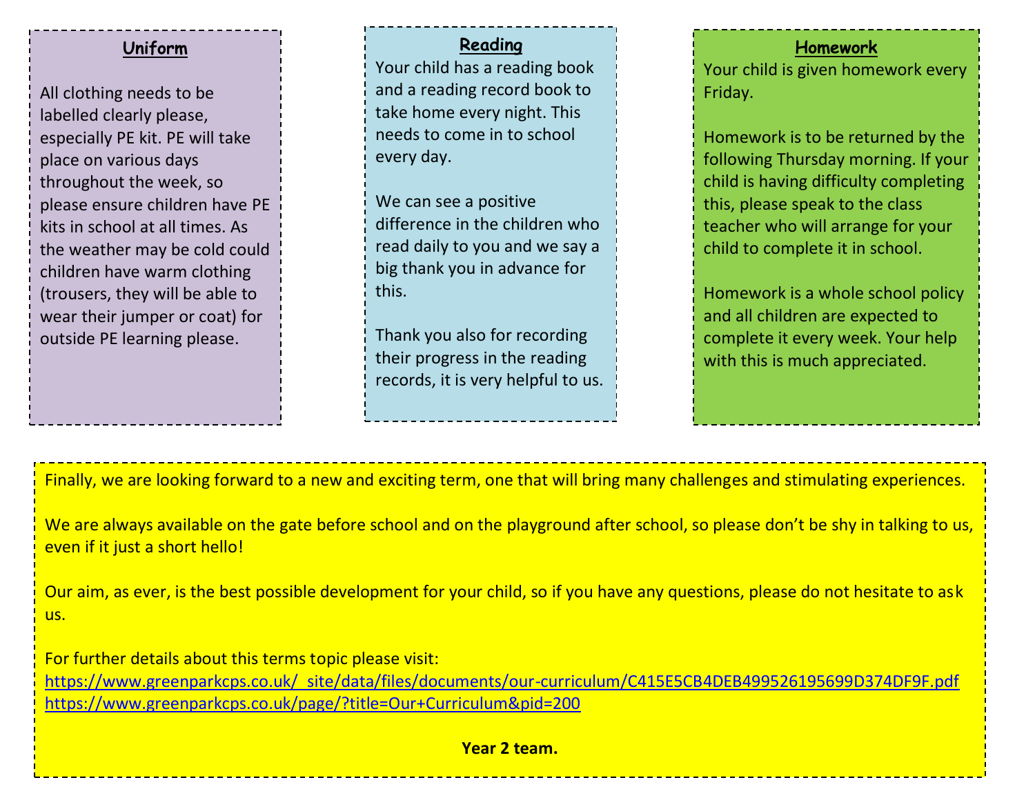## Uniform

All clothing needs to be labelled clearly please, especially PE kit. PE will take place on various days throughout the week, so please ensure children have PE kits in school at all times. As the weather may be cold could children have warm clothing (trousers, they will be able to wear their jumper or coat) for outside PE learning please.

## Reading

Your child has a reading book and a reading record book to take home every night. This needs to come in to school every day.

We can see a positive difference in the children who read daily to you and we say a big thank you in advance for this.

Thank you also for recording their progress in the reading records, it is very helpful to us.

## Homework

Your child is given homework every Friday.

Homework is to be returned by the following Thursday morning. If your child is having difficulty completing this, please speak to the class teacher who will arrange for your child to complete it in school.

Homework is a whole school policy and all children are expected to complete it every week. Your help with this is much appreciated.

---

Finally, we are looking forward to a new and exciting term, one that will bring many challenges and stimulating experiences.

We are always available on the gate before school and on the playground after school, so please don't be shy in talking to us, even if it just a short hello!

Our aim, as ever, is the best possible development for your child, so if you have any questions, please do not hesitate to ask us.

For further details about this terms topic please visit:
https://www.greenparkcps.co.uk/_site/data/files/documents/our-curriculum/C415E5CB4DEB499526195699D374DF9F.pdf
https://www.greenparkcps.co.uk/page/?title=Our+Curriculum&pid=200

**Year 2 team.**